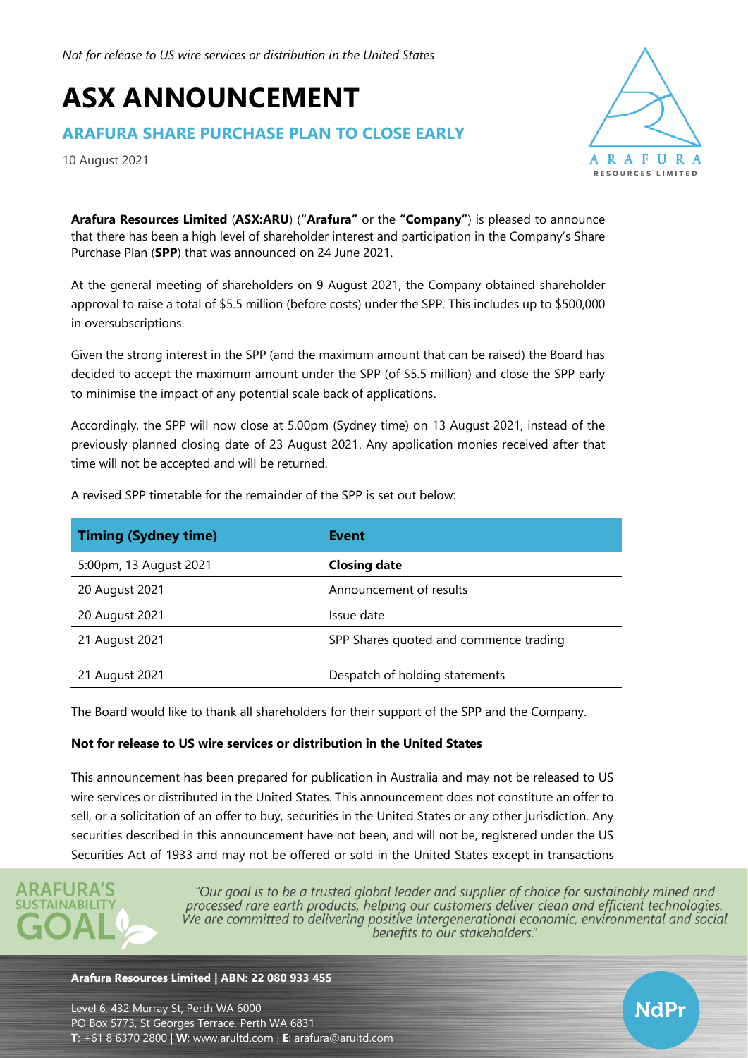*Not for release to US wire services or distribution in the United States*

# ASX ANNOUNCEMENT

## ARAFURA SHARE PURCHASE PLAN TO CLOSE EARLY

10 August 2021

**Arafura Resources Limited** (**ASX:ARU**) (**"Arafura"** or the **"Company"**) is pleased to announce that there has been a high level of shareholder interest and participation in the Company's Share Purchase Plan (**SPP**) that was announced on 24 June 2021.

At the general meeting of shareholders on 9 August 2021, the Company obtained shareholder approval to raise a total of $5.5 million (before costs) under the SPP. This includes up to $500,000 in oversubscriptions.

Given the strong interest in the SPP (and the maximum amount that can be raised) the Board has decided to accept the maximum amount under the SPP (of $5.5 million) and close the SPP early to minimise the impact of any potential scale back of applications.

Accordingly, the SPP will now close at 5.00pm (Sydney time) on 13 August 2021, instead of the previously planned closing date of 23 August 2021. Any application monies received after that time will not be accepted and will be returned.

A revised SPP timetable for the remainder of the SPP is set out below:

| Timing (Sydney time) | Event |
|---|---|
| 5:00pm, 13 August 2021 | **Closing date** |
| 20 August 2021 | Announcement of results |
| 20 August 2021 | Issue date |
| 21 August 2021 | SPP Shares quoted and commence trading |
| 21 August 2021 | Despatch of holding statements |

The Board would like to thank all shareholders for their support of the SPP and the Company.

**Not for release to US wire services or distribution in the United States**

This announcement has been prepared for publication in Australia and may not be released to US wire services or distributed in the United States. This announcement does not constitute an offer to sell, or a solicitation of an offer to buy, securities in the United States or any other jurisdiction. Any securities described in this announcement have not been, and will not be, registered under the US Securities Act of 1933 and may not be offered or sold in the United States except in transactions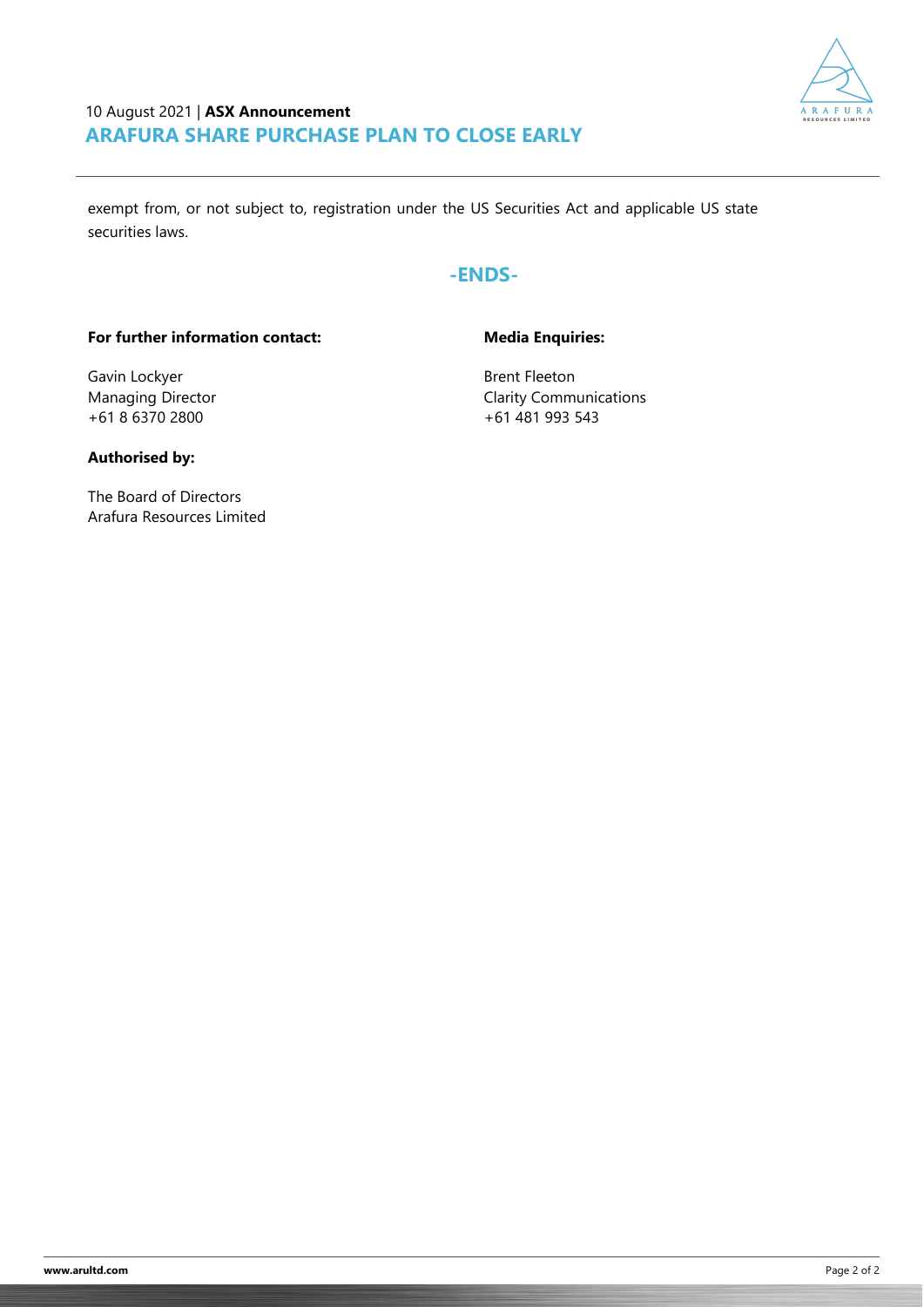exempt from, or not subject to, registration under the US Securities Act and applicable US state securities laws.

**-ENDS-**

**For further information contact:**

Gavin Lockyer
Managing Director
+61 8 6370 2800

**Media Enquiries:**

Brent Fleeton
Clarity Communications
+61 481 993 543

**Authorised by:**

The Board of Directors
Arafura Resources Limited